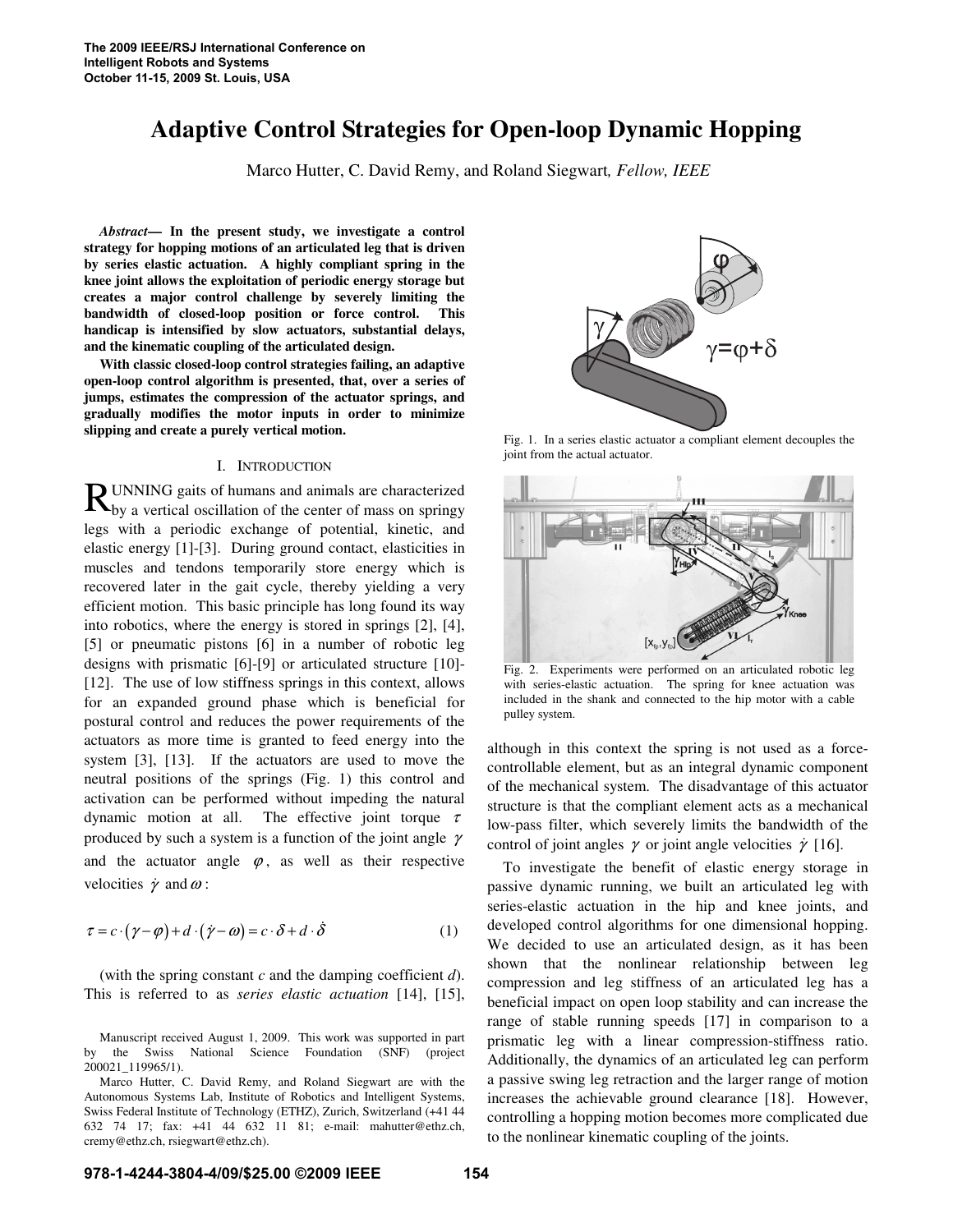# Adaptive Control Strategies for Open-loop Dynamic Hopping

Marco Hutter, C. David Remy, and Roland Siegwart, *Fellow, IEEE*

***Abstract*— In the present study, we investigate a control strategy for hopping motions of an articulated leg that is driven by series elastic actuation. A highly compliant spring in the knee joint allows the exploitation of periodic energy storage but creates a major control challenge by severely limiting the bandwidth of closed-loop position or force control. This handicap is intensified by slow actuators, substantial delays, and the kinematic coupling of the articulated design.**

**With classic closed-loop control strategies failing, an adaptive open-loop control algorithm is presented, that, over a series of jumps, estimates the compression of the actuator springs, and gradually modifies the motor inputs in order to minimize slipping and create a purely vertical motion.**

## I. Introduction

Running gaits of humans and animals are characterized by a vertical oscillation of the center of mass on springy legs with a periodic exchange of potential, kinetic, and elastic energy [1]-[3]. During ground contact, elasticities in muscles and tendons temporarily store energy which is recovered later in the gait cycle, thereby yielding a very efficient motion. This basic principle has long found its way into robotics, where the energy is stored in springs [2], [4], [5] or pneumatic pistons [6] in a number of robotic leg designs with prismatic [6]-[9] or articulated structure [10]-[12]. The use of low stiffness springs in this context, allows for an expanded ground phase which is beneficial for postural control and reduces the power requirements of the actuators as more time is granted to feed energy into the system [3], [13]. If the actuators are used to move the neutral positions of the springs (Fig. 1) this control and activation can be performed without impeding the natural dynamic motion at all. The effective joint torque $\tau$ produced by such a system is a function of the joint angle $\gamma$ and the actuator angle $\varphi$, as well as their respective velocities $\dot{\gamma}$ and $\omega$:

$$\tau = c \cdot (\gamma - \varphi) + d \cdot (\dot{\gamma} - \omega) = c \cdot \delta + d \cdot \dot{\delta} \tag{1}$$

(with the spring constant *c* and the damping coefficient *d*). This is referred to as *series elastic actuation* [14], [15], although in this context the spring is not used as a force-controllable element, but as an integral dynamic component of the mechanical system. The disadvantage of this actuator structure is that the compliant element acts as a mechanical low-pass filter, which severely limits the bandwidth of the control of joint angles $\gamma$ or joint angle velocities $\dot{\gamma}$ [16].

Fig. 1. In a series elastic actuator a compliant element decouples the joint from the actual actuator.

Fig. 2. Experiments were performed on an articulated robotic leg with series-elastic actuation. The spring for knee actuation was included in the shank and connected to the hip motor with a cable pulley system.

To investigate the benefit of elastic energy storage in passive dynamic running, we built an articulated leg with series-elastic actuation in the hip and knee joints, and developed control algorithms for one dimensional hopping. We decided to use an articulated design, as it has been shown that the nonlinear relationship between leg compression and leg stiffness of an articulated leg has a beneficial impact on open loop stability and can increase the range of stable running speeds [17] in comparison to a prismatic leg with a linear compression-stiffness ratio. Additionally, the dynamics of an articulated leg can perform a passive swing leg retraction and the larger range of motion increases the achievable ground clearance [18]. However, controlling a hopping motion becomes more complicated due to the nonlinear kinematic coupling of the joints.

Manuscript received August 1, 2009. This work was supported in part by the Swiss National Science Foundation (SNF) (project 200021_119965/1).

Marco Hutter, C. David Remy, and Roland Siegwart are with the Autonomous Systems Lab, Institute of Robotics and Intelligent Systems, Swiss Federal Institute of Technology (ETHZ), Zurich, Switzerland (+41 44 632 74 17; fax: +41 44 632 11 81; e-mail: mahutter@ethz.ch, cremy@ethz.ch, rsiegwart@ethz.ch).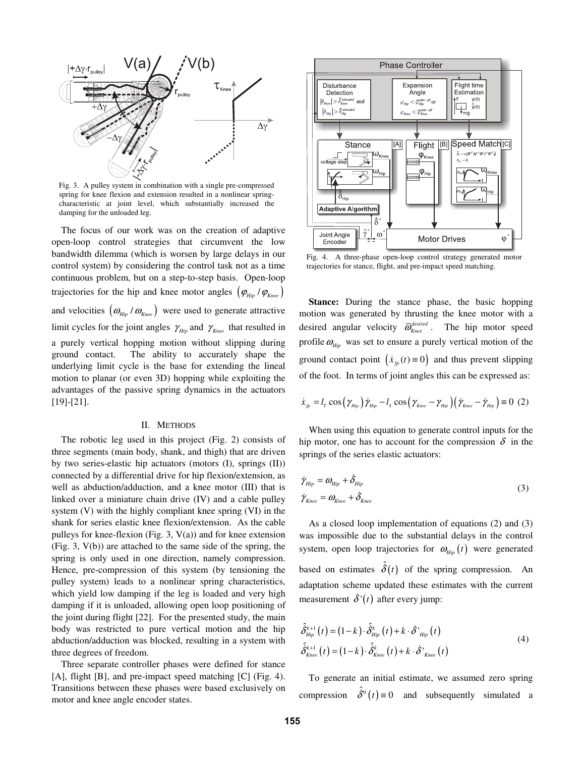Fig. 3. A pulley system in combination with a single pre-compressed spring for knee flexion and extension resulted in a nonlinear spring-characteristic at joint level, which substantially increased the damping for the unloaded leg.

The focus of our work was on the creation of adaptive open-loop control strategies that circumvent the low bandwidth dilemma (which is worsen by large delays in our control system) by considering the control task not as a time continuous problem, but on a step-to-step basis. Open-loop trajectories for the hip and knee motor angles $(\varphi_{Hip} / \varphi_{Knee})$ and velocities $(\omega_{Hip} / \omega_{Knee})$ were used to generate attractive limit cycles for the joint angles $\gamma_{Hip}$ and $\gamma_{Knee}$ that resulted in a purely vertical hopping motion without slipping during ground contact. The ability to accurately shape the underlying limit cycle is the base for extending the lineal motion to planar (or even 3D) hopping while exploiting the advantages of the passive spring dynamics in the actuators [19]-[21].

## II. Methods

The robotic leg used in this project (Fig. 2) consists of three segments (main body, shank, and thigh) that are driven by two series-elastic hip actuators (motors (I), springs (II)) connected by a differential drive for hip flexion/extension, as well as abduction/adduction, and a knee motor (III) that is linked over a miniature chain drive (IV) and a cable pulley system (V) with the highly compliant knee spring (VI) in the shank for series elastic knee flexion/extension. As the cable pulleys for knee-flexion (Fig. 3, V(a)) and for knee extension (Fig. 3, V(b)) are attached to the same side of the spring, the spring is only used in one direction, namely compression. Hence, pre-compression of this system (by tensioning the pulley system) leads to a nonlinear spring characteristics, which yield low damping if the leg is loaded and very high damping if it is unloaded, allowing open loop positioning of the joint during flight [22]. For the presented study, the main body was restricted to pure vertical motion and the hip abduction/adduction was blocked, resulting in a system with three degrees of freedom.

Three separate controller phases were defined for stance [A], flight [B], and pre-impact speed matching [C] (Fig. 4). Transitions between these phases were based exclusively on motor and knee angle encoder states.

Fig. 4. A three-phase open-loop control strategy generated motor trajectories for stance, flight, and pre-impact speed matching.

**Stance:** During the stance phase, the basic hopping motion was generated by thrusting the knee motor with a desired angular velocity $\bar{\omega}_{Knee}^{desired}$. The hip motor speed profile $\omega_{Hip}$ was set to ensure a purely vertical motion of the ground contact point $(\dot{x}_{fp}(t) \equiv 0)$ and thus prevent slipping of the foot. In terms of joint angles this can be expressed as:

$$\dot{x}_{fp} = l_T \cos(\gamma_{Hip})\dot{\gamma}_{Hip} - l_S \cos(\gamma_{Knee} - \gamma_{Hip})(\dot{\gamma}_{Knee} - \dot{\gamma}_{Hip}) \equiv 0 \quad (2)$$

When using this equation to generate control inputs for the hip motor, one has to account for the compression $\delta$ in the springs of the series elastic actuators:

$$\begin{aligned} \dot{\gamma}_{Hip} &= \omega_{Hip} + \dot{\delta}_{Hip} \\ \dot{\gamma}_{Knee} &= \omega_{Knee} + \dot{\delta}_{Knee} \end{aligned} \quad (3)$$

As a closed loop implementation of equations (2) and (3) was impossible due to the substantial delays in the control system, open loop trajectories for $\omega_{Hip}(t)$ were generated based on estimates $\hat{\dot{\delta}}(t)$ of the spring compression. An adaptation scheme updated these estimates with the current measurement $\dot{\delta}'(t)$ after every jump:

$$\begin{aligned} \hat{\dot{\delta}}_{Hip}^{k+1}(t) &= (1-k) \cdot \hat{\dot{\delta}}_{Hip}^{k}(t) + k \cdot \dot{\delta}'_{Hip}(t) \\ \hat{\dot{\delta}}_{Knee}^{k+1}(t) &= (1-k) \cdot \hat{\dot{\delta}}_{Knee}^{k}(t) + k \cdot \dot{\delta}'_{Knee}(t) \end{aligned} \quad (4)$$

To generate an initial estimate, we assumed zero spring compression $\hat{\dot{\delta}}^{0}(t) \equiv 0$ and subsequently simulated a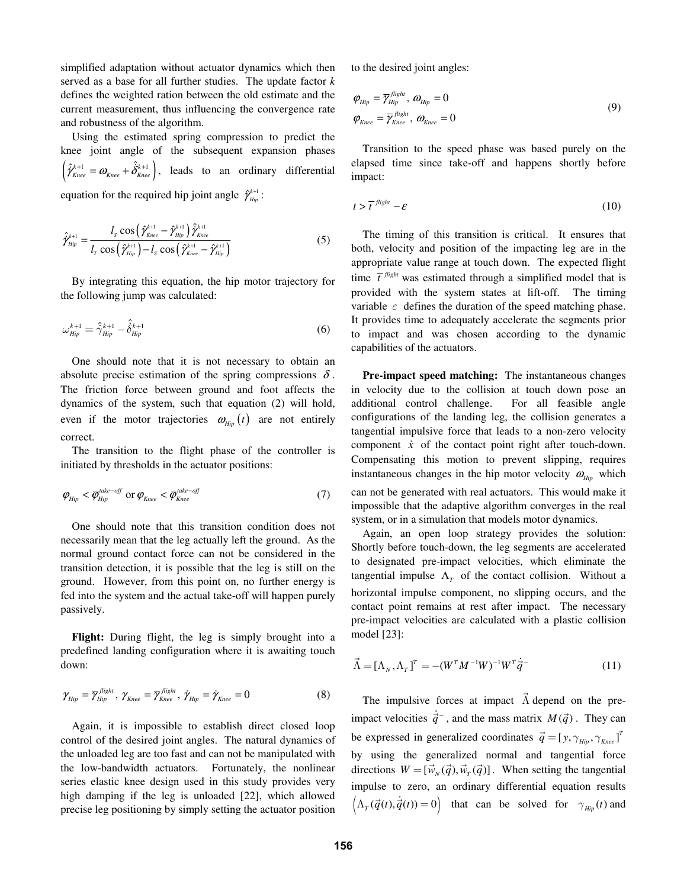simplified adaptation without actuator dynamics which then served as a base for all further studies. The update factor *k* defines the weighted ration between the old estimate and the current measurement, thus influencing the convergence rate and robustness of the algorithm.

Using the estimated spring compression to predict the knee joint angle of the subsequent expansion phases $\left(\hat{\gamma}_{Knee}^{k+1} = \omega_{Knee} + \hat{\delta}_{Knee}^{k+1}\right)$, leads to an ordinary differential equation for the required hip joint angle $\hat{\gamma}_{Hip}^{k+1}$:

$$\dot{\hat{\gamma}}_{Hip}^{k+1} = \frac{l_S \cos\left(\hat{\gamma}_{Knee}^{k+1} - \hat{\gamma}_{Hip}^{k+1}\right)\dot{\hat{\gamma}}_{Knee}^{k+1}}{l_T \cos\left(\hat{\gamma}_{Hip}^{k+1}\right) - l_S \cos\left(\hat{\gamma}_{Knee}^{k+1} - \hat{\gamma}_{Hip}^{k+1}\right)} \tag{5}$$

By integrating this equation, the hip motor trajectory for the following jump was calculated:

$$\omega_{Hip}^{k+1} = \hat{\gamma}_{Hip}^{k+1} - \hat{\delta}_{Hip}^{k+1} \tag{6}$$

One should note that it is not necessary to obtain an absolute precise estimation of the spring compressions $\delta$. The friction force between ground and foot affects the dynamics of the system, such that equation (2) will hold, even if the motor trajectories $\omega_{Hip}(t)$ are not entirely correct.

The transition to the flight phase of the controller is initiated by thresholds in the actuator positions:

$$\varphi_{Hip} < \overline{\varphi}_{Hip}^{take-off} \text{ or } \varphi_{Knee} < \overline{\varphi}_{Knee}^{take-off} \tag{7}$$

One should note that this transition condition does not necessarily mean that the leg actually left the ground. As the normal ground contact force can not be considered in the transition detection, it is possible that the leg is still on the ground. However, from this point on, no further energy is fed into the system and the actual take-off will happen purely passively.

**Flight:** During flight, the leg is simply brought into a predefined landing configuration where it is awaiting touch down:

$$\gamma_{Hip} = \overline{\gamma}_{Hip}^{flight},\ \gamma_{Knee} = \overline{\gamma}_{Knee}^{flight},\ \dot{\gamma}_{Hip} = \dot{\gamma}_{Knee} = 0 \tag{8}$$

Again, it is impossible to establish direct closed loop control of the desired joint angles. The natural dynamics of the unloaded leg are too fast and can not be manipulated with the low-bandwidth actuators. Fortunately, the nonlinear series elastic knee design used in this study provides very high damping if the leg is unloaded [22], which allowed precise leg positioning by simply setting the actuator position to the desired joint angles:

$$\begin{aligned} \varphi_{Hip} &= \overline{\gamma}_{Hip}^{flight},\ \omega_{Hip} = 0 \\ \varphi_{Knee} &= \overline{\gamma}_{Knee}^{flight},\ \omega_{Knee} = 0 \end{aligned} \tag{9}$$

Transition to the speed phase was based purely on the elapsed time since take-off and happens shortly before impact:

$$t > \overline{t}^{flight} - \varepsilon \tag{10}$$

The timing of this transition is critical. It ensures that both, velocity and position of the impacting leg are in the appropriate value range at touch down. The expected flight time $\overline{t}^{flight}$ was estimated through a simplified model that is provided with the system states at lift-off. The timing variable $\varepsilon$ defines the duration of the speed matching phase. It provides time to adequately accelerate the segments prior to impact and was chosen according to the dynamic capabilities of the actuators.

**Pre-impact speed matching:** The instantaneous changes in velocity due to the collision at touch down pose an additional control challenge. For all feasible angle configurations of the landing leg, the collision generates a tangential impulsive force that leads to a non-zero velocity component $\dot{x}$ of the contact point right after touch-down. Compensating this motion to prevent slipping, requires instantaneous changes in the hip motor velocity $\omega_{Hip}$ which can not be generated with real actuators. This would make it impossible that the adaptive algorithm converges in the real system, or in a simulation that models motor dynamics.

Again, an open loop strategy provides the solution: Shortly before touch-down, the leg segments are accelerated to designated pre-impact velocities, which eliminate the tangential impulse $\Lambda_T$ of the contact collision. Without a horizontal impulse component, no slipping occurs, and the contact point remains at rest after impact. The necessary pre-impact velocities are calculated with a plastic collision model [23]:

$$\vec{\Lambda} = [\Lambda_N, \Lambda_T]^T = -(W^T M^{-1} W)^{-1} W^T \dot{\vec{q}}^{-} \tag{11}$$

The impulsive forces at impact $\vec{\Lambda}$ depend on the pre-impact velocities $\dot{\vec{q}}^{-}$, and the mass matrix $M(\vec{q})$. They can be expressed in generalized coordinates $\vec{q} = [y, \gamma_{Hip}, \gamma_{Knee}]^T$ by using the generalized normal and tangential force directions $W = [\vec{w}_N(\vec{q}), \vec{w}_T(\vec{q})]$. When setting the tangential impulse to zero, an ordinary differential equation results $\left(\Lambda_T(\vec{q}(t), \dot{\vec{q}}(t)) = 0\right)$ that can be solved for $\gamma_{Hip}(t)$ and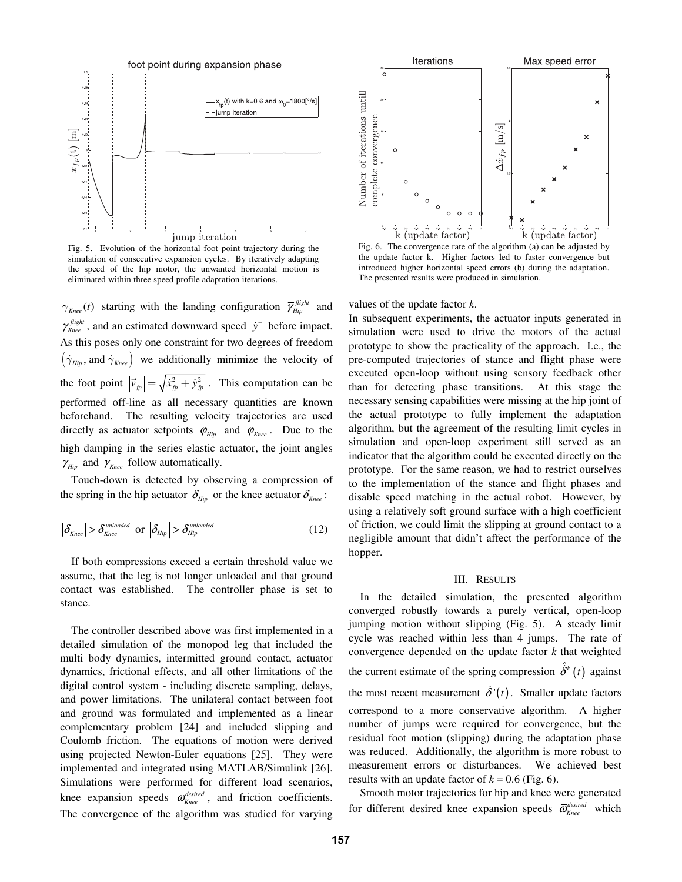Fig. 5. Evolution of the horizontal foot point trajectory during the simulation of consecutive expansion cycles. By iteratively adapting the speed of the hip motor, the unwanted horizontal motion is eliminated within three speed profile adaptation iterations.

Fig. 6. The convergence rate of the algorithm (a) can be adjusted by the update factor k. Higher factors led to faster convergence but introduced higher horizontal speed errors (b) during the adaptation. The presented results were produced in simulation.

$\gamma_{Knee}(t)$ starting with the landing configuration $\bar{\gamma}_{Hip}^{flight}$ and $\bar{\gamma}_{Knee}^{flight}$, and an estimated downward speed $\dot{y}^{-}$ before impact. As this poses only one constraint for two degrees of freedom $\left(\dot{\gamma}_{Hip}, \text{and } \dot{\gamma}_{Knee}\right)$ we additionally minimize the velocity of the foot point $\left|\vec{v}_{fp}\right| = \sqrt{\dot{x}_{fp}^2 + \dot{y}_{fp}^2}$. This computation can be performed off-line as all necessary quantities are known beforehand. The resulting velocity trajectories are used directly as actuator setpoints $\varphi_{Hip}$ and $\varphi_{Knee}$. Due to the high damping in the series elastic actuator, the joint angles $\gamma_{Hip}$ and $\gamma_{Knee}$ follow automatically.

Touch-down is detected by observing a compression of the spring in the hip actuator $\delta_{Hip}$ or the knee actuator $\delta_{Knee}$:

$$\left|\delta_{Knee}\right| > \bar{\delta}_{Knee}^{unloaded} \text{ or } \left|\delta_{Hip}\right| > \bar{\delta}_{Hip}^{unloaded} \tag{12}$$

If both compressions exceed a certain threshold value we assume, that the leg is not longer unloaded and that ground contact was established. The controller phase is set to stance.

The controller described above was first implemented in a detailed simulation of the monopod leg that included the multi body dynamics, intermitted ground contact, actuator dynamics, frictional effects, and all other limitations of the digital control system - including discrete sampling, delays, and power limitations. The unilateral contact between foot and ground was formulated and implemented as a linear complementary problem [24] and included slipping and Coulomb friction. The equations of motion were derived using projected Newton-Euler equations [25]. They were implemented and integrated using MATLAB/Simulink [26]. Simulations were performed for different load scenarios, knee expansion speeds $\bar{\omega}_{Knee}^{desired}$, and friction coefficients. The convergence of the algorithm was studied for varying values of the update factor *k*.

In subsequent experiments, the actuator inputs generated in simulation were used to drive the motors of the actual prototype to show the practicality of the approach. I.e., the pre-computed trajectories of stance and flight phase were executed open-loop without using sensory feedback other than for detecting phase transitions. At this stage the necessary sensing capabilities were missing at the hip joint of the actual prototype to fully implement the adaptation algorithm, but the agreement of the resulting limit cycles in simulation and open-loop experiment still served as an indicator that the algorithm could be executed directly on the prototype. For the same reason, we had to restrict ourselves to the implementation of the stance and flight phases and disable speed matching in the actual robot. However, by using a relatively soft ground surface with a high coefficient of friction, we could limit the slipping at ground contact to a negligible amount that didn't affect the performance of the hopper.

## III. Results

In the detailed simulation, the presented algorithm converged robustly towards a purely vertical, open-loop jumping motion without slipping (Fig. 5). A steady limit cycle was reached within less than 4 jumps. The rate of convergence depended on the update factor *k* that weighted the current estimate of the spring compression $\hat{\dot{\delta}}^k(t)$ against the most recent measurement $\dot{\delta}'(t)$. Smaller update factors correspond to a more conservative algorithm. A higher number of jumps were required for convergence, but the residual foot motion (slipping) during the adaptation phase was reduced. Additionally, the algorithm is more robust to measurement errors or disturbances. We achieved best results with an update factor of $k = 0.6$ (Fig. 6).

Smooth motor trajectories for hip and knee were generated for different desired knee expansion speeds $\bar{\omega}_{Knee}^{desired}$ which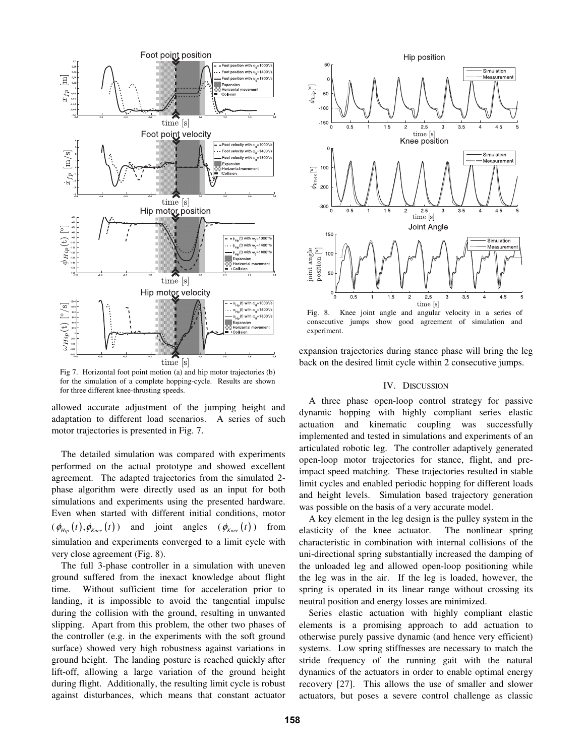Fig 7. Horizontal foot point motion (a) and hip motor trajectories (b) for the simulation of a complete hopping-cycle. Results are shown for three different knee-thrusting speeds.

allowed accurate adjustment of the jumping height and adaptation to different load scenarios. A series of such motor trajectories is presented in Fig. 7.

The detailed simulation was compared with experiments performed on the actual prototype and showed excellent agreement. The adapted trajectories from the simulated 2-phase algorithm were directly used as an input for both simulations and experiments using the presented hardware. Even when started with different initial conditions, motor ($\phi_{Hip}(t), \phi_{Knee}(t)$) and joint angles ($\phi_{Knee}(t)$) from simulation and experiments converged to a limit cycle with very close agreement (Fig. 8).

The full 3-phase controller in a simulation with uneven ground suffered from the inexact knowledge about flight time. Without sufficient time for acceleration prior to landing, it is impossible to avoid the tangential impulse during the collision with the ground, resulting in unwanted slipping. Apart from this problem, the other two phases of the controller (e.g. in the experiments with the soft ground surface) showed very high robustness against variations in ground height. The landing posture is reached quickly after lift-off, allowing a large variation of the ground height during flight. Additionally, the resulting limit cycle is robust against disturbances, which means that constant actuator expansion trajectories during stance phase will bring the leg back on the desired limit cycle within 2 consecutive jumps.

Fig. 8. Knee joint angle and angular velocity in a series of consecutive jumps show good agreement of simulation and experiment.

## IV. Discussion

A three phase open-loop control strategy for passive dynamic hopping with highly compliant series elastic actuation and kinematic coupling was successfully implemented and tested in simulations and experiments of an articulated robotic leg. The controller adaptively generated open-loop motor trajectories for stance, flight, and pre-impact speed matching. These trajectories resulted in stable limit cycles and enabled periodic hopping for different loads and height levels. Simulation based trajectory generation was possible on the basis of a very accurate model.

A key element in the leg design is the pulley system in the elasticity of the knee actuator. The nonlinear spring characteristic in combination with internal collisions of the uni-directional spring substantially increased the damping of the unloaded leg and allowed open-loop positioning while the leg was in the air. If the leg is loaded, however, the spring is operated in its linear range without crossing its neutral position and energy losses are minimized.

Series elastic actuation with highly compliant elastic elements is a promising approach to add actuation to otherwise purely passive dynamic (and hence very efficient) systems. Low spring stiffnesses are necessary to match the stride frequency of the running gait with the natural dynamics of the actuators in order to enable optimal energy recovery [27]. This allows the use of smaller and slower actuators, but poses a severe control challenge as classic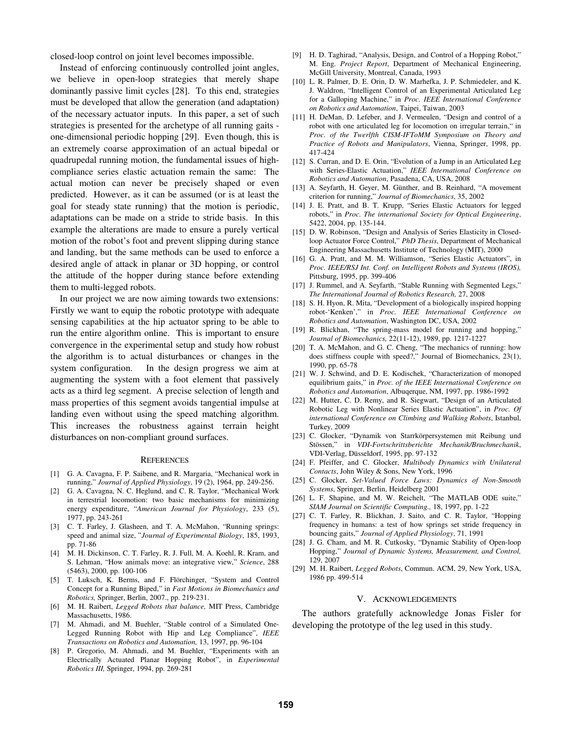closed-loop control on joint level becomes impossible.

Instead of enforcing continuously controlled joint angles, we believe in open-loop strategies that merely shape dominantly passive limit cycles [28]. To this end, strategies must be developed that allow the generation (and adaptation) of the necessary actuator inputs. In this paper, a set of such strategies is presented for the archetype of all running gaits - one-dimensional periodic hopping [29]. Even though, this is an extremely coarse approximation of an actual bipedal or quadrupedal running motion, the fundamental issues of high-compliance series elastic actuation remain the same: The actual motion can never be precisely shaped or even predicted. However, as it can be assumed (or is at least the goal for steady state running) that the motion is periodic, adaptations can be made on a stride to stride basis. In this example the alterations are made to ensure a purely vertical motion of the robot's foot and prevent slipping during stance and landing, but the same methods can be used to enforce a desired angle of attack in planar or 3D hopping, or control the attitude of the hopper during stance before extending them to multi-legged robots.

In our project we are now aiming towards two extensions: Firstly we want to equip the robotic prototype with adequate sensing capabilities at the hip actuator spring to be able to run the entire algorithm online. This is important to ensure convergence in the experimental setup and study how robust the algorithm is to actual disturbances or changes in the system configuration. In the design progress we aim at augmenting the system with a foot element that passively acts as a third leg segment. A precise selection of length and mass properties of this segment avoids tangential impulse at landing even without using the speed matching algorithm. This increases the robustness against terrain height disturbances on non-compliant ground surfaces.

## References

[1] G. A. Cavagna, F. P. Saibene, and R. Margaria, "Mechanical work in running," *Journal of Applied Physiology*, 19 (2), 1964, pp. 249-256.

[2] G. A. Cavagna, N. C. Heglund, and C. R. Taylor, "Mechanical Work in terrestrial locomotion: two basic mechanisms for minimizing energy expenditure, "*American Journal for Physiology*, 233 (5), 1977, pp. 243-261

[3] C. T. Farley, J. Glasheen, and T. A. McMahon, "Running springs: speed and animal size, "*Journal of Experimental Biology*, 185, 1993, pp. 71-86

[4] M. H. Dickinson, C. T. Farley, R. J. Full, M. A. Koehl, R. Kram, and S. Lehman, "How animals move: an integrative view," *Science*, 288 (5463), 2000, pp. 100-106

[5] T. Luksch, K. Berms, and F. Flörchinger, "System and Control Concept for a Running Biped," in *Fast Motions in Biomechanics and Robotics,* Springer, Berlin, 2007., pp. 219-231.

[6] M. H. Raibert, *Legged Robots that balance,* MIT Press, Cambridge Massachusetts, 1986.

[7] M. Ahmadi, and M. Buehler, "Stable control of a Simulated One-Legged Running Robot with Hip and Leg Compliance", *IEEE Transactions on Robotics and Automation,* 13, 1997, pp. 96-104

[8] P. Gregorio, M. Ahmadi, and M. Buehler, "Experiments with an Electrically Actuated Planar Hopping Robot", in *Experimental Robotics III,* Springer, 1994, pp. 269-281

[9] H. D. Taghirad, "Analysis, Design, and Control of a Hopping Robot," M. Eng. *Project Report*, Department of Mechanical Engineering, McGill University, Montreal, Canada, 1993

[10] L. R. Palmer, D. E. Orin, D. W. Marhefka, J. P. Schmiedeler, and K. J. Waldron, "Intelligent Control of an Experimental Articulated Leg for a Galloping Machine," in *Proc. IEEE International Conference on Robotics and Automation*, Taipei, Taiwan, 2003

[11] H. DeMan, D. Lefeber, and J. Vermeulen, "Design and control of a robot with one articulated leg for locomotion on irregular terrain," in *Proc. of the Twelfth CISM-IFToMM Symposium on Theory and Practice of Robots and Manipulators*, Vienna, Springer, 1998, pp. 417-424

[12] S. Curran, and D. E. Orin, "Evolution of a Jump in an Articulated Leg with Series-Elastic Actuation," *IEEE International Conference on Robotics and Automation*, Pasadena, CA, USA, 2008

[13] A. Seyfarth, H. Geyer, M. Günther, and B. Reinhard, "A movement criterion for running," *Journal of Biomechanics*, 35, 2002

[14] J. E. Pratt, and B. T. Krupp, "Series Elastic Actuators for legged robots," in *Proc. The international Society for Optical Engineering*, 5422, 2004, pp. 135-144.

[15] D. W. Robinson, "Design and Analysis of Series Elasticity in Closed-loop Actuator Force Control," *PhD Thesis*, Department of Mechanical Engineering Massachusetts Institute of Technology (MIT), 2000

[16] G. A. Pratt, and M. M. Williamson, "Series Elastic Actuators", in *Proc. IEEE/RSJ Int. Conf. on Intelligent Robots and Systems (IROS),* Pittsburg, 1995, pp. 399-406

[17] J. Rummel, and A. Seyfarth, "Stable Running with Segmented Legs," *The International Journal of Robotics Research,* 27, 2008

[18] S. H. Hyon, R. Mita, "Development of a biologically inspired hopping robot-'Kenken'," in *Proc. IEEE International Conference on Robotics and Automation*, Washington DC, USA, 2002

[19] R. Blickhan, "The spring-mass model for running and hopping," *Journal of Biomechanics,* 22(11-12), 1989, pp. 1217-1227

[20] T. A. McMahon, and G. C. Cheng, "The mechanics of running: how does stiffness couple with speed?," Journal of Biomechanics, 23(1), 1990, pp. 65-78

[21] W. J. Schwind, and D. E. Kodischek, "Characterization of monoped equilibrium gaits," in *Proc. of the IEEE International Conference on Robotics and Automation*, Albuqerque, NM, 1997, pp. 1986-1992

[22] M. Hutter, C. D. Remy, and R. Siegwart, "Design of an Articulated Robotic Leg with Nonlinear Series Elastic Actuation", in *Proc. Of international Conference on Climbing and Walking Robots*, Istanbul, Turkey, 2009

[23] C. Glocker, "Dynamik von Starrkörpersystemen mit Reibung und Stössen," in *VDI-Fortschrittsberichte Mechanik/Bruchmechanik*, VDI-Verlag, Düsseldorf, 1995, pp. 97-132

[24] F. Pfeiffer, and C. Glocker, *Multibody Dynamics with Unilateral Contacts*, John Wiley & Sons, New York, 1996

[25] C. Glocker, *Set-Valued Force Laws: Dynamics of Non-Smooth Systems*, Springer, Berlin, Heidelberg 2001

[26] L. F. Shapine, and M. W. Reichelt, "The MATLAB ODE suite," *SIAM Journal on Scientific Computing.,* 18, 1997, pp. 1-22

[27] C. T. Farley, R. Blickhan, J. Saito, and C. R. Taylor, "Hopping frequency in humans: a test of how springs set stride frequency in bouncing gaits," *Journal of Applied Physiology*, 71, 1991

[28] J. G. Cham, and M. R. Cutkosky, "Dynamic Stability of Open-loop Hopping," *Journal of Dynamic Systems, Measurement, and Control,* 129, 2007

[29] M. H. Raibert, *Legged Robots*, Commun. ACM, 29, New York, USA, 1986 pp. 499-514

## V. Acknowledgements

The authors gratefully acknowledge Jonas Fisler for developing the prototype of the leg used in this study.